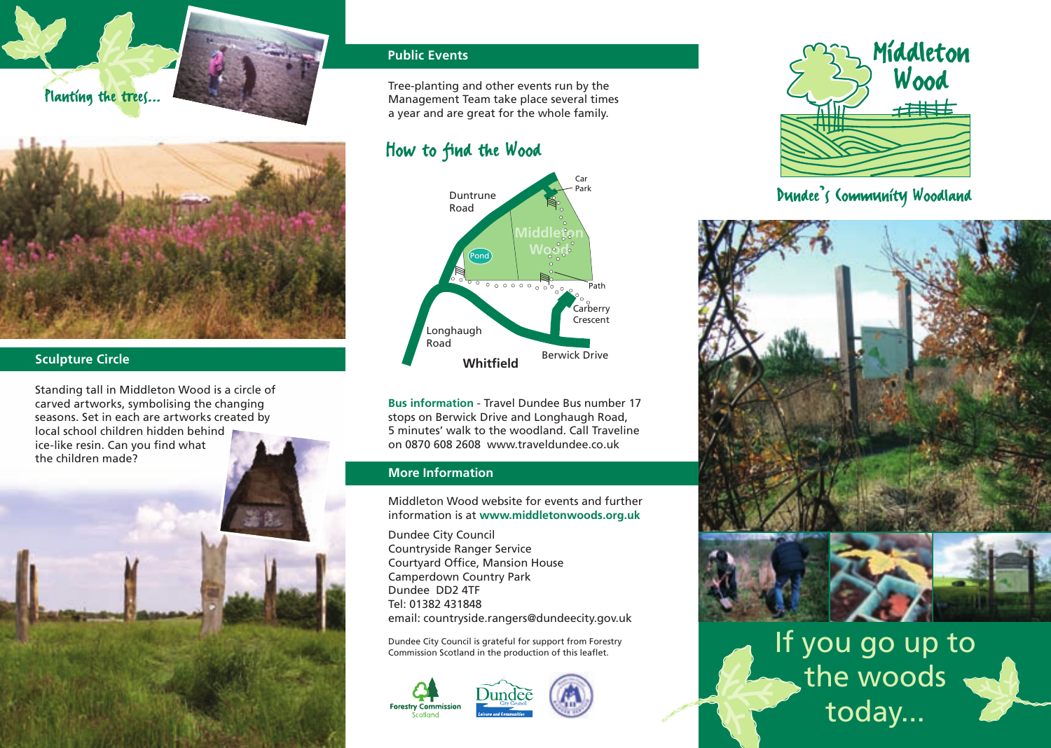Planting the trees...

## Sculpture Circle

Standing tall in Middleton Wood is a circle of carved artworks, symbolising the changing seasons. Set in each are artworks created by local school children hidden behind ice-like resin. Can you find what the children made?

## Public Events

Tree-planting and other events run by the Management Team take place several times a year and are great for the whole family.

## How to find the Wood

Duntrune Road
Car Park
Middleton Wood
Pond
Path
Carberry Crescent
Longhaugh Road
Berwick Drive
Whitfield

**Bus information** - Travel Dundee Bus number 17 stops on Berwick Drive and Longhaugh Road, 5 minutes' walk to the woodland. Call Traveline on 0870 608 2608 www.traveldundee.co.uk

## More Information

Middleton Wood website for events and further information is at **www.middletonwoods.org.uk**

Dundee City Council
Countryside Ranger Service
Courtyard Office, Mansion House
Camperdown Country Park
Dundee DD2 4TF
Tel: 01382 431848
email: countryside.rangers@dundeecity.gov.uk

Dundee City Council is grateful for support from Forestry Commission Scotland in the production of this leaflet.

Forestry Commission Scotland
Dundee City Council Leisure and Communities

# Middleton Wood

Dundee's Community Woodland

If you go up to the woods today...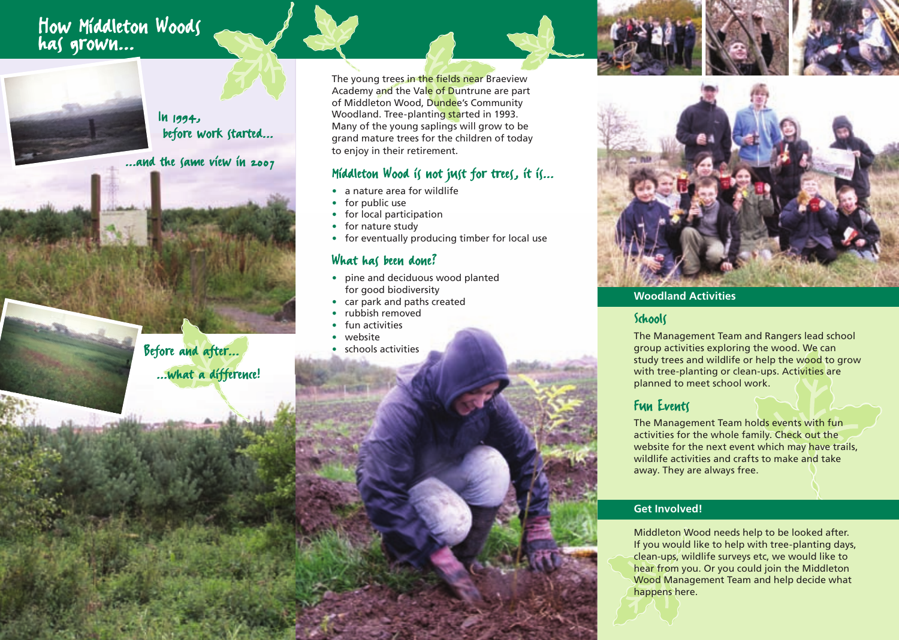# How Middleton Woods has grown...

In 1994, before work started...

...and the same view in 2007

Before and after... ...what a difference!

The young trees in the fields near Braeview Academy and the Vale of Duntrune are part of Middleton Wood, Dundee's Community Woodland. Tree-planting started in 1993. Many of the young saplings will grow to be grand mature trees for the children of today to enjoy in their retirement.

## Middleton Wood is not just for trees, it is...

- a nature area for wildlife
- for public use
- for local participation
- for nature study
- for eventually producing timber for local use

## What has been done?

- pine and deciduous wood planted for good biodiversity
- car park and paths created
- rubbish removed
- fun activities
- website
- schools activities

## Woodland Activities

### Schools

The Management Team and Rangers lead school group activities exploring the wood. We can study trees and wildlife or help the wood to grow with tree-planting or clean-ups. Activities are planned to meet school work.

### Fun Events

The Management Team holds events with fun activities for the whole family. Check out the website for the next event which may have trails, wildlife activities and crafts to make and take away. They are always free.

## Get Involved!

Middleton Wood needs help to be looked after. If you would like to help with tree-planting days, clean-ups, wildlife surveys etc, we would like to hear from you. Or you could join the Middleton Wood Management Team and help decide what happens here.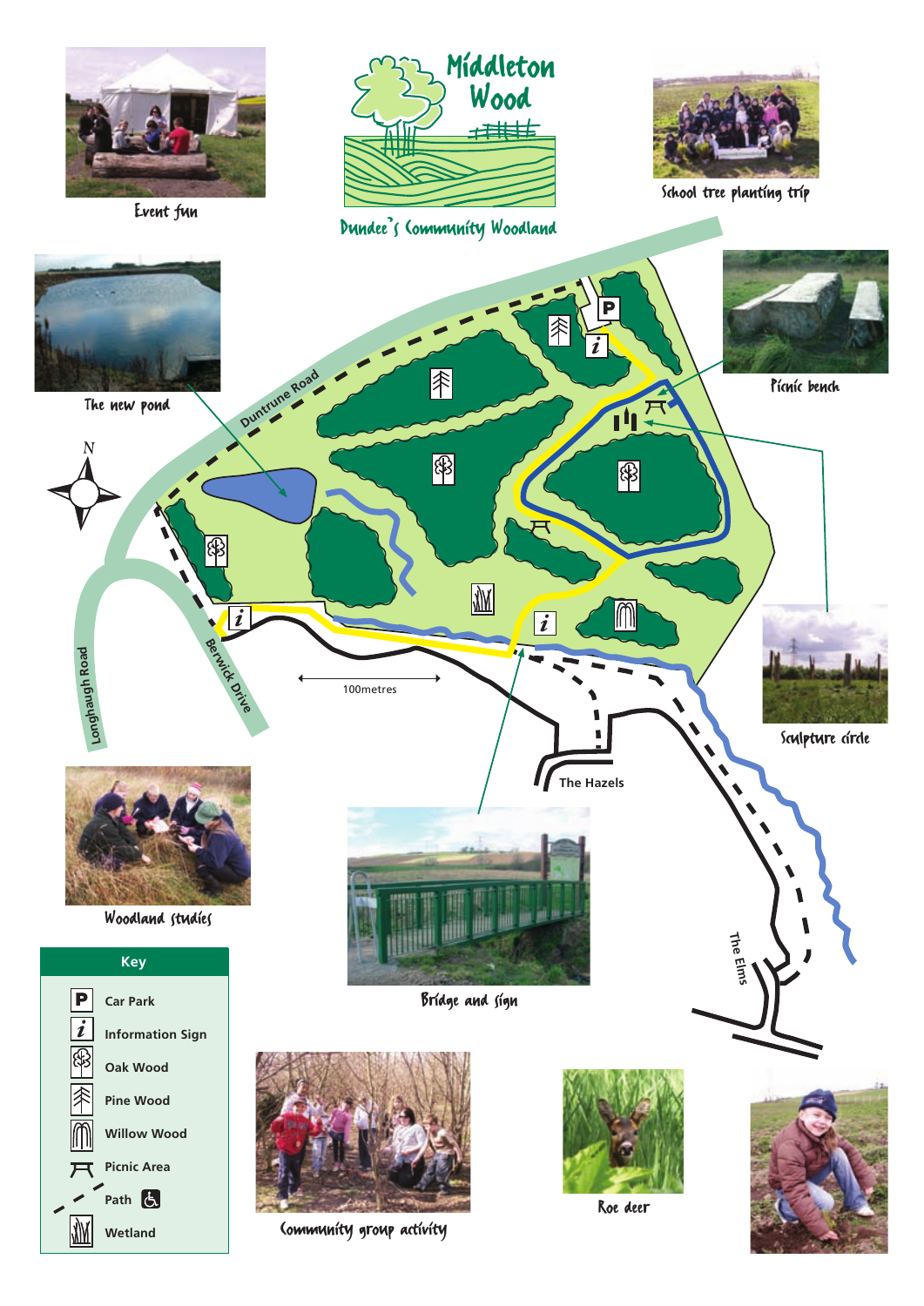# Middleton Wood

Dundee's Community Woodland

Event fun

School tree planting trip

The new pond

Picnic bench

Sculpture circle

Woodland studies

Bridge and sign

Community group activity

Roe deer

Duntrune Road

Longhaugh Road

Berwick Drive

The Hazels

The Elms

100metres

N

| Key | |
|---|---|
| P | Car Park |
| i | Information Sign |
| | Oak Wood |
| | Pine Wood |
| | Willow Wood |
| | Picnic Area |
| | Path |
| | Wetland |